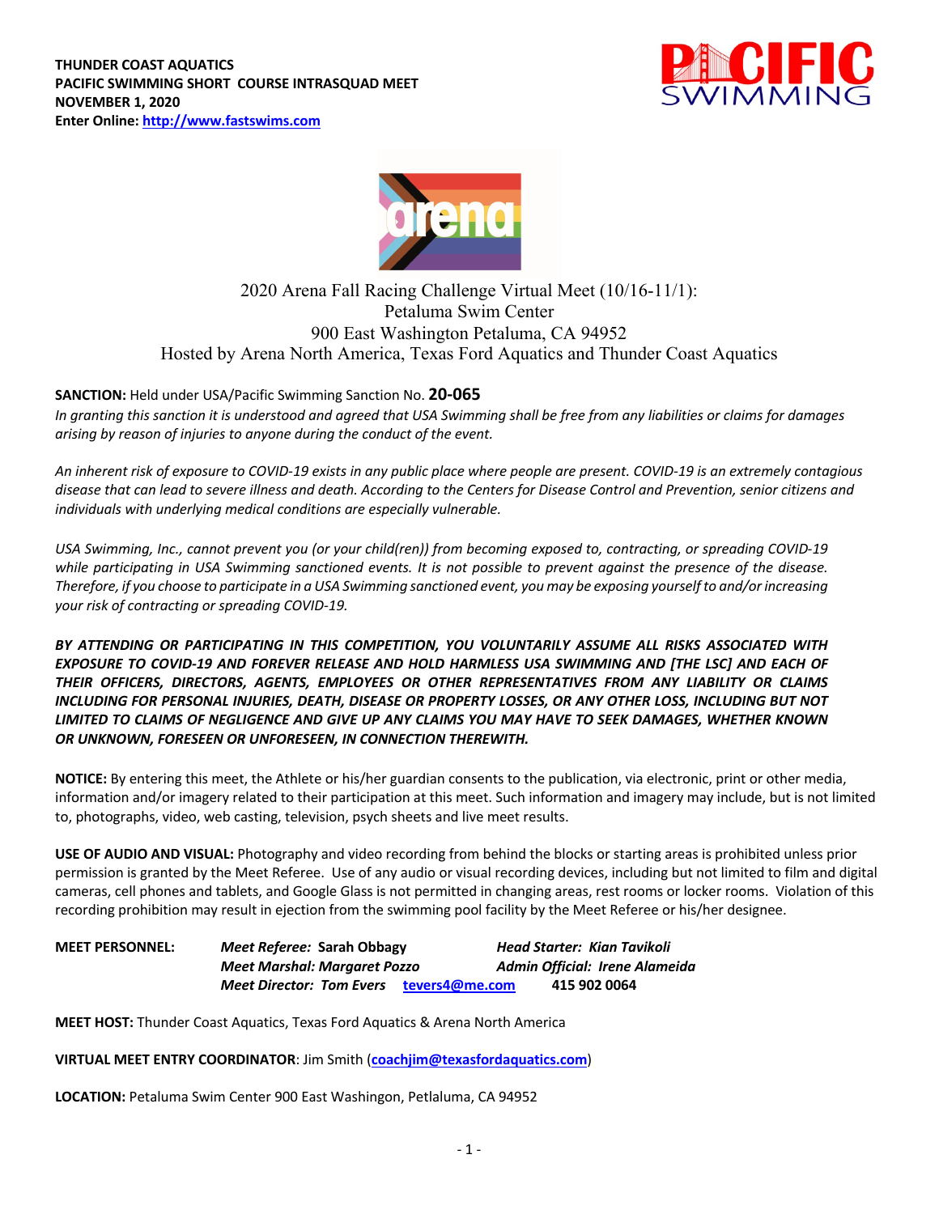**THUNDER COAST AQUATICS**
**PACIFIC SWIMMING SHORT COURSE INTRASQUAD MEET**
**NOVEMBER 1, 2020**
**Enter Online: http://www.fastswims.com**

2020 Arena Fall Racing Challenge Virtual Meet (10/16-11/1):
Petaluma Swim Center
900 East Washington Petaluma, CA 94952
Hosted by Arena North America, Texas Ford Aquatics and Thunder Coast Aquatics

**SANCTION:** Held under USA/Pacific Swimming Sanction No. **20-065**
*In granting this sanction it is understood and agreed that USA Swimming shall be free from any liabilities or claims for damages arising by reason of injuries to anyone during the conduct of the event.*

*An inherent risk of exposure to COVID-19 exists in any public place where people are present. COVID-19 is an extremely contagious disease that can lead to severe illness and death. According to the Centers for Disease Control and Prevention, senior citizens and individuals with underlying medical conditions are especially vulnerable.*

*USA Swimming, Inc., cannot prevent you (or your child(ren)) from becoming exposed to, contracting, or spreading COVID-19 while participating in USA Swimming sanctioned events. It is not possible to prevent against the presence of the disease. Therefore, if you choose to participate in a USA Swimming sanctioned event, you may be exposing yourself to and/or increasing your risk of contracting or spreading COVID-19.*

***BY ATTENDING OR PARTICIPATING IN THIS COMPETITION, YOU VOLUNTARILY ASSUME ALL RISKS ASSOCIATED WITH EXPOSURE TO COVID-19 AND FOREVER RELEASE AND HOLD HARMLESS USA SWIMMING AND [THE LSC] AND EACH OF THEIR OFFICERS, DIRECTORS, AGENTS, EMPLOYEES OR OTHER REPRESENTATIVES FROM ANY LIABILITY OR CLAIMS INCLUDING FOR PERSONAL INJURIES, DEATH, DISEASE OR PROPERTY LOSSES, OR ANY OTHER LOSS, INCLUDING BUT NOT LIMITED TO CLAIMS OF NEGLIGENCE AND GIVE UP ANY CLAIMS YOU MAY HAVE TO SEEK DAMAGES, WHETHER KNOWN OR UNKNOWN, FORESEEN OR UNFORESEEN, IN CONNECTION THEREWITH.***

**NOTICE:** By entering this meet, the Athlete or his/her guardian consents to the publication, via electronic, print or other media, information and/or imagery related to their participation at this meet. Such information and imagery may include, but is not limited to, photographs, video, web casting, television, psych sheets and live meet results.

**USE OF AUDIO AND VISUAL:** Photography and video recording from behind the blocks or starting areas is prohibited unless prior permission is granted by the Meet Referee. Use of any audio or visual recording devices, including but not limited to film and digital cameras, cell phones and tablets, and Google Glass is not permitted in changing areas, rest rooms or locker rooms. Violation of this recording prohibition may result in ejection from the swimming pool facility by the Meet Referee or his/her designee.

**MEET PERSONNEL:**
***Meet Referee:*** **Sarah Obbagy** — ***Head Starter: Kian Tavikoli***
***Meet Marshal: Margaret Pozzo*** — ***Admin Official: Irene Alameida***
***Meet Director: Tom Evers*** **tevers4@me.com** **415 902 0064**

**MEET HOST:** Thunder Coast Aquatics, Texas Ford Aquatics & Arena North America

**VIRTUAL MEET ENTRY COORDINATOR**: Jim Smith (**coachjim@texasfordaquatics.com**)

**LOCATION:** Petaluma Swim Center 900 East Washingon, Petlaluma, CA 94952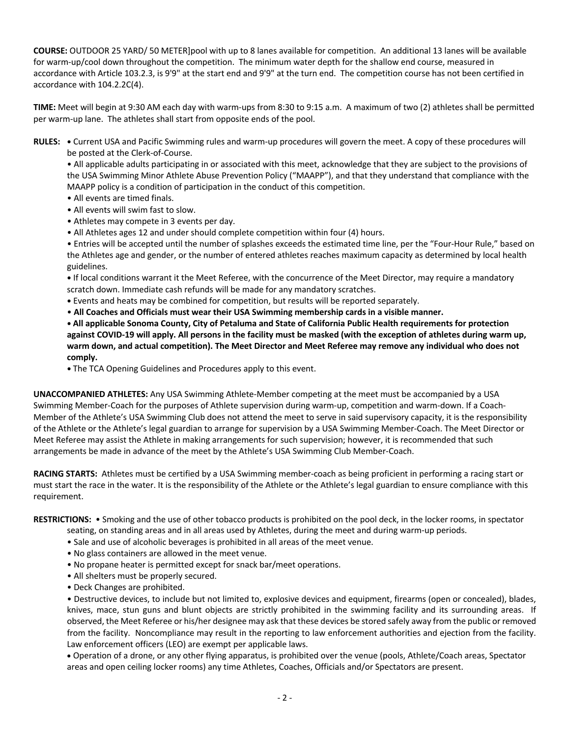**COURSE:** OUTDOOR 25 YARD/ 50 METER]pool with up to 8 lanes available for competition. An additional 13 lanes will be available for warm-up/cool down throughout the competition. The minimum water depth for the shallow end course, measured in accordance with Article 103.2.3, is 9'9" at the start end and 9'9" at the turn end. The competition course has not been certified in accordance with 104.2.2C(4).

**TIME:** Meet will begin at 9:30 AM each day with warm-ups from 8:30 to 9:15 a.m. A maximum of two (2) athletes shall be permitted per warm-up lane. The athletes shall start from opposite ends of the pool.

**RULES:**

- Current USA and Pacific Swimming rules and warm-up procedures will govern the meet. A copy of these procedures will be posted at the Clerk-of-Course.
- All applicable adults participating in or associated with this meet, acknowledge that they are subject to the provisions of the USA Swimming Minor Athlete Abuse Prevention Policy ("MAAPP"), and that they understand that compliance with the MAAPP policy is a condition of participation in the conduct of this competition.
- All events are timed finals.
- All events will swim fast to slow.
- Athletes may compete in 3 events per day.
- All Athletes ages 12 and under should complete competition within four (4) hours.
- Entries will be accepted until the number of splashes exceeds the estimated time line, per the "Four-Hour Rule," based on the Athletes age and gender, or the number of entered athletes reaches maximum capacity as determined by local health guidelines.
- If local conditions warrant it the Meet Referee, with the concurrence of the Meet Director, may require a mandatory scratch down. Immediate cash refunds will be made for any mandatory scratches.
- Events and heats may be combined for competition, but results will be reported separately.
- **All Coaches and Officials must wear their USA Swimming membership cards in a visible manner.**
- **All applicable Sonoma County, City of Petaluma and State of California Public Health requirements for protection against COVID-19 will apply. All persons in the facility must be masked (with the exception of athletes during warm up, warm down, and actual competition). The Meet Director and Meet Referee may remove any individual who does not comply.**
- The TCA Opening Guidelines and Procedures apply to this event.

**UNACCOMPANIED ATHLETES:** Any USA Swimming Athlete-Member competing at the meet must be accompanied by a USA Swimming Member-Coach for the purposes of Athlete supervision during warm-up, competition and warm-down. If a Coach-Member of the Athlete's USA Swimming Club does not attend the meet to serve in said supervisory capacity, it is the responsibility of the Athlete or the Athlete's legal guardian to arrange for supervision by a USA Swimming Member-Coach. The Meet Director or Meet Referee may assist the Athlete in making arrangements for such supervision; however, it is recommended that such arrangements be made in advance of the meet by the Athlete's USA Swimming Club Member-Coach.

**RACING STARTS:** Athletes must be certified by a USA Swimming member-coach as being proficient in performing a racing start or must start the race in the water. It is the responsibility of the Athlete or the Athlete's legal guardian to ensure compliance with this requirement.

**RESTRICTIONS:**

- Smoking and the use of other tobacco products is prohibited on the pool deck, in the locker rooms, in spectator seating, on standing areas and in all areas used by Athletes, during the meet and during warm-up periods.
- Sale and use of alcoholic beverages is prohibited in all areas of the meet venue.
- No glass containers are allowed in the meet venue.
- No propane heater is permitted except for snack bar/meet operations.
- All shelters must be properly secured.
- Deck Changes are prohibited.
- Destructive devices, to include but not limited to, explosive devices and equipment, firearms (open or concealed), blades, knives, mace, stun guns and blunt objects are strictly prohibited in the swimming facility and its surrounding areas. If observed, the Meet Referee or his/her designee may ask that these devices be stored safely away from the public or removed from the facility. Noncompliance may result in the reporting to law enforcement authorities and ejection from the facility. Law enforcement officers (LEO) are exempt per applicable laws.
- Operation of a drone, or any other flying apparatus, is prohibited over the venue (pools, Athlete/Coach areas, Spectator areas and open ceiling locker rooms) any time Athletes, Coaches, Officials and/or Spectators are present.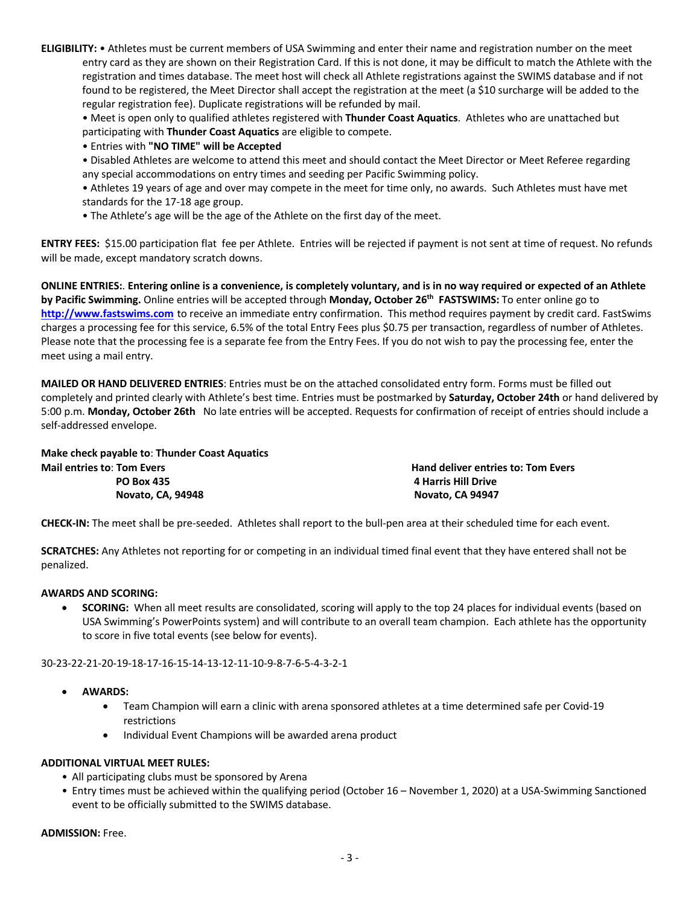**ELIGIBILITY:** • Athletes must be current members of USA Swimming and enter their name and registration number on the meet entry card as they are shown on their Registration Card. If this is not done, it may be difficult to match the Athlete with the registration and times database. The meet host will check all Athlete registrations against the SWIMS database and if not found to be registered, the Meet Director shall accept the registration at the meet (a $10 surcharge will be added to the regular registration fee). Duplicate registrations will be refunded by mail.

• Meet is open only to qualified athletes registered with **Thunder Coast Aquatics**. Athletes who are unattached but participating with **Thunder Coast Aquatics** are eligible to compete.

• Entries with **"NO TIME" will be Accepted**

• Disabled Athletes are welcome to attend this meet and should contact the Meet Director or Meet Referee regarding any special accommodations on entry times and seeding per Pacific Swimming policy.

• Athletes 19 years of age and over may compete in the meet for time only, no awards. Such Athletes must have met standards for the 17-18 age group.

• The Athlete's age will be the age of the Athlete on the first day of the meet.

**ENTRY FEES:** $15.00 participation flat fee per Athlete. Entries will be rejected if payment is not sent at time of request. No refunds will be made, except mandatory scratch downs.

**ONLINE ENTRIES:**. **Entering online is a convenience, is completely voluntary, and is in no way required or expected of an Athlete by Pacific Swimming.** Online entries will be accepted through **Monday, October 26th FASTSWIMS:** To enter online go to **http://www.fastswims.com** to receive an immediate entry confirmation. This method requires payment by credit card. FastSwims charges a processing fee for this service, 6.5% of the total Entry Fees plus $0.75 per transaction, regardless of number of Athletes. Please note that the processing fee is a separate fee from the Entry Fees. If you do not wish to pay the processing fee, enter the meet using a mail entry.

**MAILED OR HAND DELIVERED ENTRIES**: Entries must be on the attached consolidated entry form. Forms must be filled out completely and printed clearly with Athlete's best time. Entries must be postmarked by **Saturday, October 24th** or hand delivered by 5:00 p.m. **Monday, October 26th** No late entries will be accepted. Requests for confirmation of receipt of entries should include a self-addressed envelope.

**Make check payable to**: **Thunder Coast Aquatics**

**Mail entries to**: **Tom Evers**
**PO Box 435**
**Novato, CA, 94948**

**Hand deliver entries to: Tom Evers**
**4 Harris Hill Drive**
**Novato, CA 94947**

**CHECK-IN:** The meet shall be pre-seeded. Athletes shall report to the bull-pen area at their scheduled time for each event.

**SCRATCHES:** Any Athletes not reporting for or competing in an individual timed final event that they have entered shall not be penalized.

**AWARDS AND SCORING:**

- **SCORING:** When all meet results are consolidated, scoring will apply to the top 24 places for individual events (based on USA Swimming's PowerPoints system) and will contribute to an overall team champion. Each athlete has the opportunity to score in five total events (see below for events).

30-23-22-21-20-19-18-17-16-15-14-13-12-11-10-9-8-7-6-5-4-3-2-1

- **AWARDS:**
  - Team Champion will earn a clinic with arena sponsored athletes at a time determined safe per Covid-19 restrictions
  - Individual Event Champions will be awarded arena product

**ADDITIONAL VIRTUAL MEET RULES:**

- All participating clubs must be sponsored by Arena
- Entry times must be achieved within the qualifying period (October 16 – November 1, 2020) at a USA-Swimming Sanctioned event to be officially submitted to the SWIMS database.

**ADMISSION:** Free.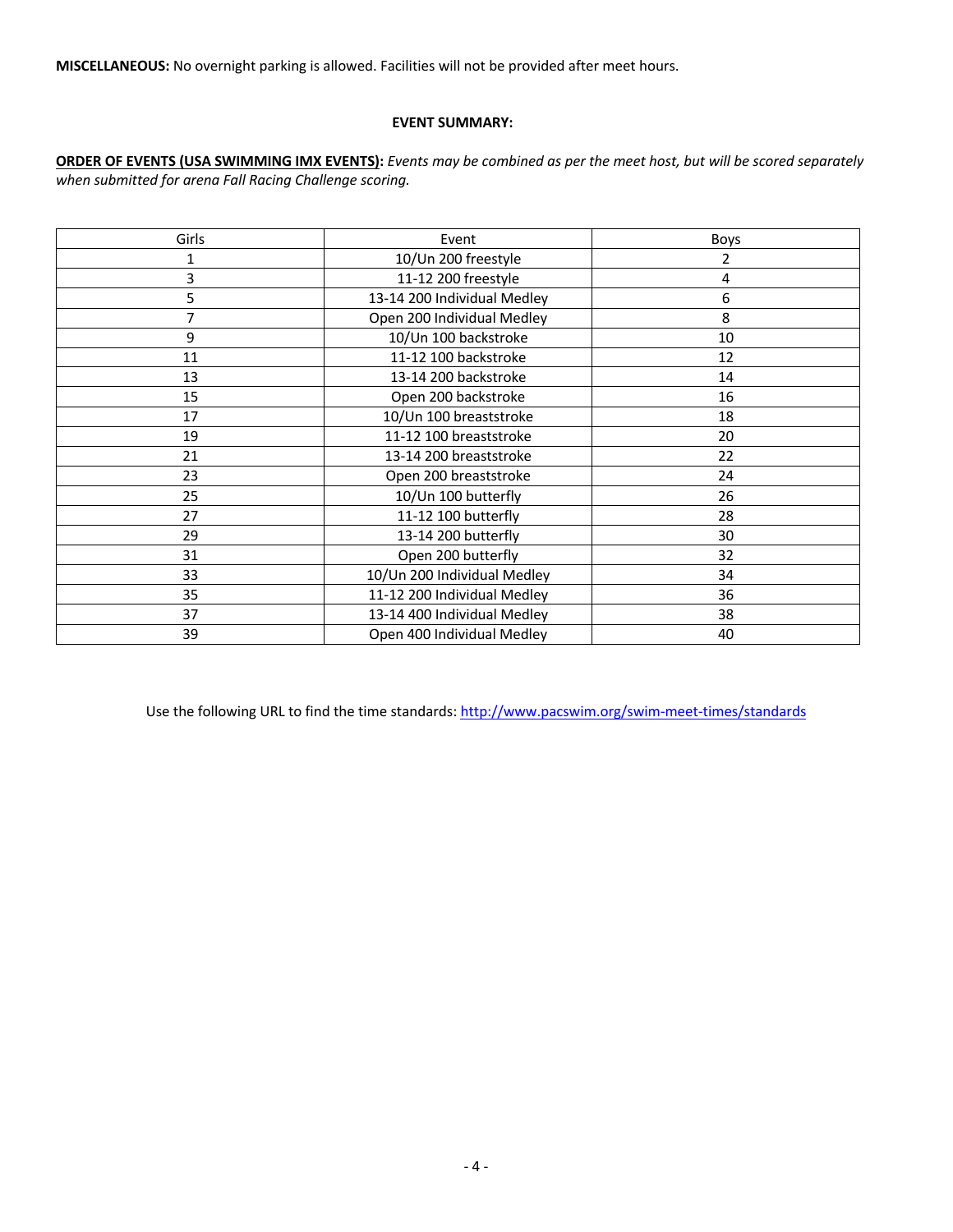**MISCELLANEOUS:** No overnight parking is allowed. Facilities will not be provided after meet hours.

**EVENT SUMMARY:**

**ORDER OF EVENTS (USA SWIMMING IMX EVENTS):** *Events may be combined as per the meet host, but will be scored separately when submitted for arena Fall Racing Challenge scoring.*

| Girls | Event | Boys |
|---|---|---|
| 1 | 10/Un 200 freestyle | 2 |
| 3 | 11-12 200 freestyle | 4 |
| 5 | 13-14 200 Individual Medley | 6 |
| 7 | Open 200 Individual Medley | 8 |
| 9 | 10/Un 100 backstroke | 10 |
| 11 | 11-12 100 backstroke | 12 |
| 13 | 13-14 200 backstroke | 14 |
| 15 | Open 200 backstroke | 16 |
| 17 | 10/Un 100 breaststroke | 18 |
| 19 | 11-12 100 breaststroke | 20 |
| 21 | 13-14 200 breaststroke | 22 |
| 23 | Open 200 breaststroke | 24 |
| 25 | 10/Un 100 butterfly | 26 |
| 27 | 11-12 100 butterfly | 28 |
| 29 | 13-14 200 butterfly | 30 |
| 31 | Open 200 butterfly | 32 |
| 33 | 10/Un 200 Individual Medley | 34 |
| 35 | 11-12 200 Individual Medley | 36 |
| 37 | 13-14 400 Individual Medley | 38 |
| 39 | Open 400 Individual Medley | 40 |

Use the following URL to find the time standards: http://www.pacswim.org/swim-meet-times/standards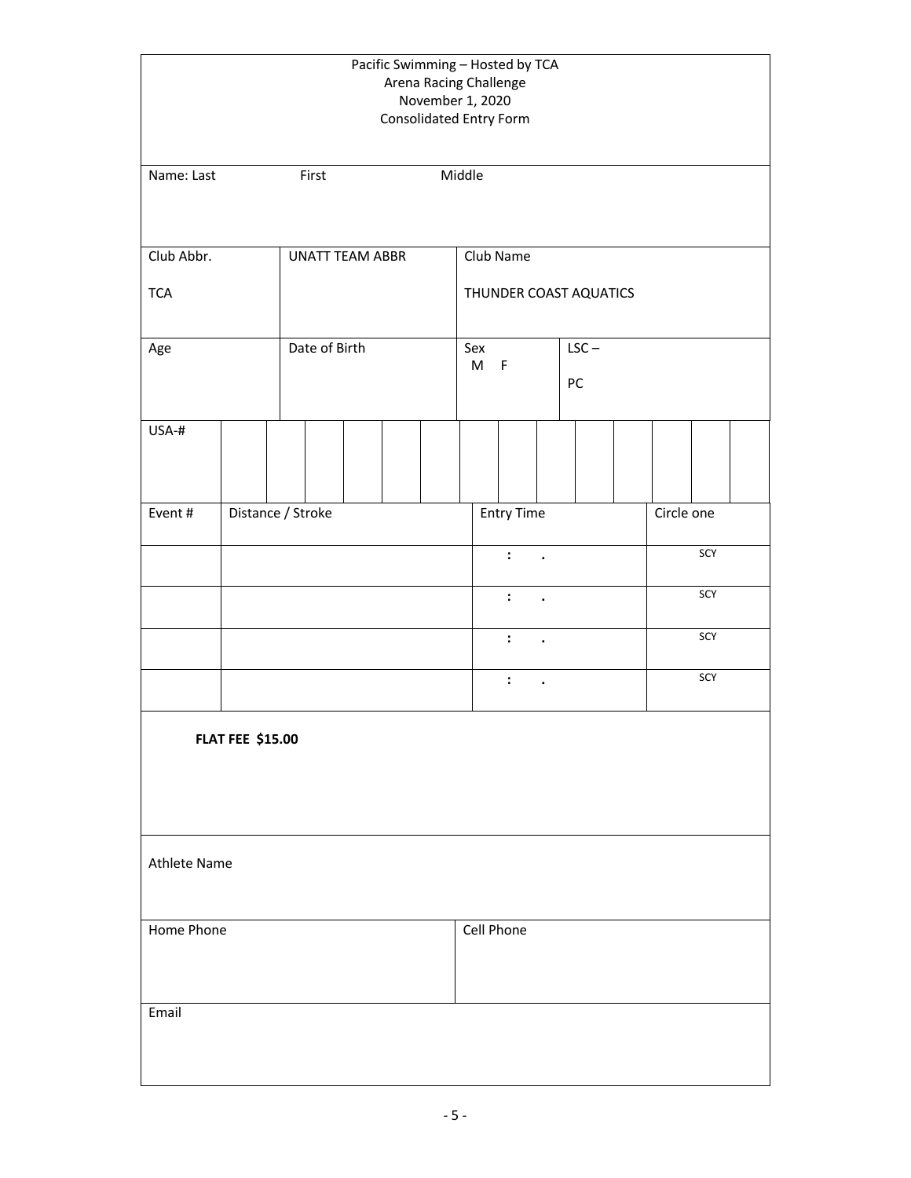Pacific Swimming – Hosted by TCA
Arena Racing Challenge
November 1, 2020
Consolidated Entry Form

| Name: Last | First | Middle |
|---|---|---|
| | | |

| Club Abbr. | UNATT TEAM ABBR | Club Name |
|---|---|---|
| TCA | | THUNDER COAST AQUATICS |

| Age | Date of Birth | Sex M F | LSC – PC |
|---|---|---|---|
| | | | |

| USA-# | | | | | | | | | | | | | | |
|---|---|---|---|---|---|---|---|---|---|---|---|---|---|---|
| | | | | | | | | | | | | | | |

| Event # | Distance / Stroke | Entry Time | Circle one |
|---|---|---|---|
| | | : . | SCY |
| | | : . | SCY |
| | | : . | SCY |
| | | : . | SCY |

**FLAT FEE $15.00**

| Athlete Name | |
|---|---|
| Home Phone | Cell Phone |
| Email | |